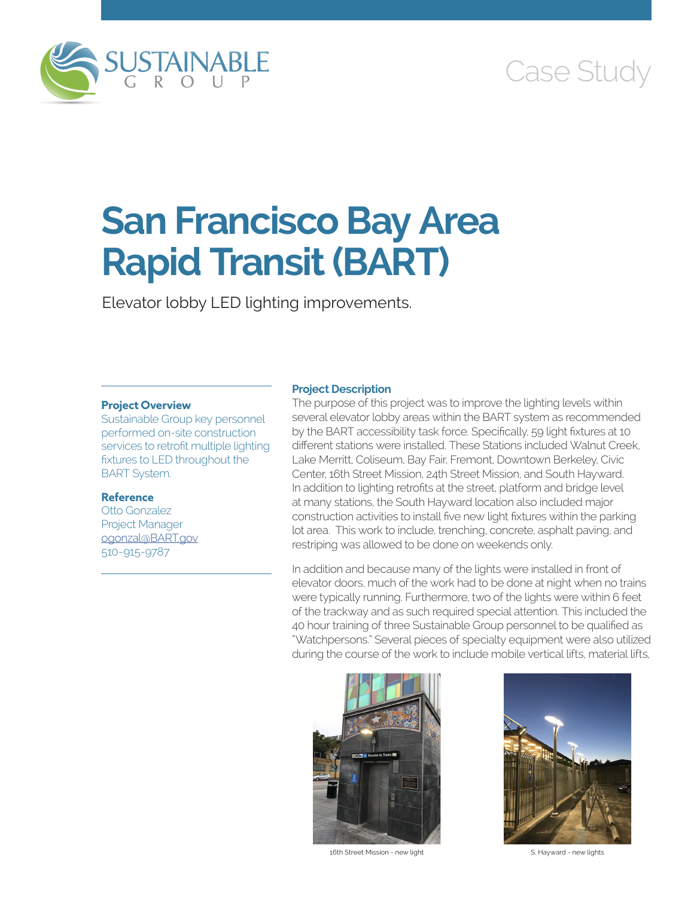Case Study

# San Francisco Bay Area Rapid Transit (BART)

Elevator lobby LED lighting improvements.

**Project Overview**

Sustainable Group key personnel performed on-site construction services to retrofit multiple lighting fixtures to LED throughout the BART System.

**Reference**

Otto Gonzalez
Project Manager
ogonzal@BART.gov
510-915-9787

**Project Description**

The purpose of this project was to improve the lighting levels within several elevator lobby areas within the BART system as recommended by the BART accessibility task force. Specifically, 59 light fixtures at 10 different stations were installed. These Stations included Walnut Creek, Lake Merritt, Coliseum, Bay Fair, Fremont, Downtown Berkeley, Civic Center, 16th Street Mission, 24th Street Mission, and South Hayward. In addition to lighting retrofits at the street, platform and bridge level at many stations, the South Hayward location also included major construction activities to install five new light fixtures within the parking lot area. This work to include, trenching, concrete, asphalt paving, and restriping was allowed to be done on weekends only.

In addition and because many of the lights were installed in front of elevator doors, much of the work had to be done at night when no trains were typically running. Furthermore, two of the lights were within 6 feet of the trackway and as such required special attention. This included the 40 hour training of three Sustainable Group personnel to be qualified as "Watchpersons." Several pieces of specialty equipment were also utilized during the course of the work to include mobile vertical lifts, material lifts,

16th Street Mission - new light

S. Hayward - new lights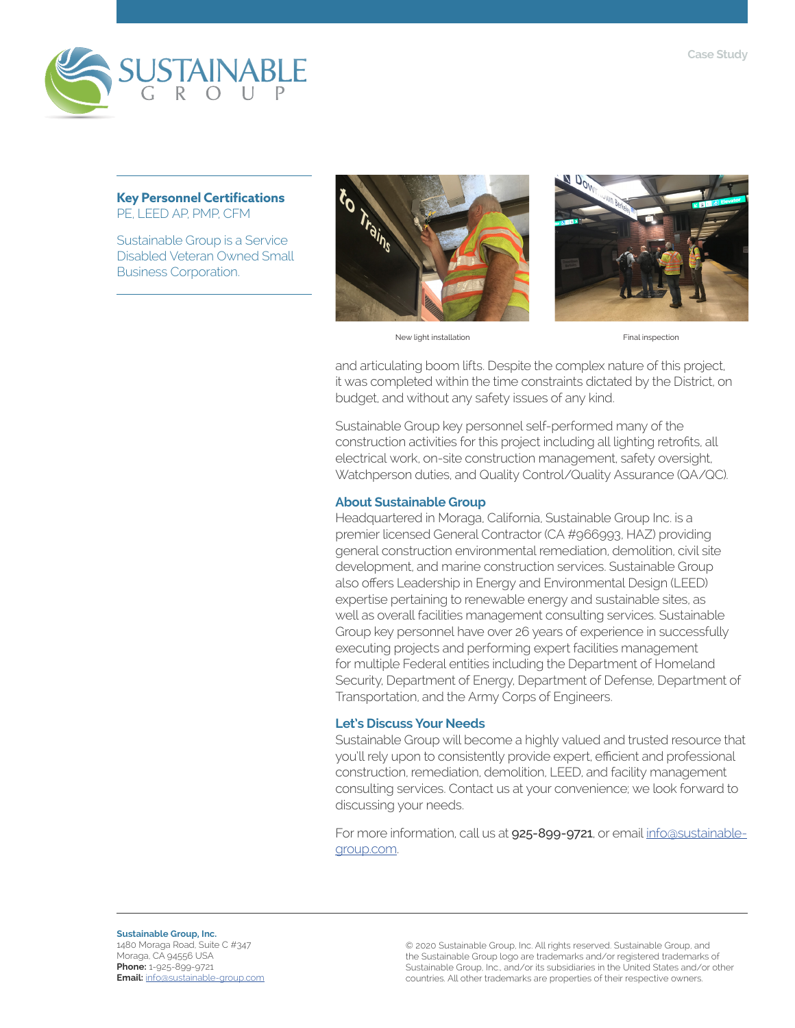**Key Personnel Certifications**
PE, LEED AP, PMP, CFM

Sustainable Group is a Service Disabled Veteran Owned Small Business Corporation.

New light installation

Final inspection

and articulating boom lifts. Despite the complex nature of this project, it was completed within the time constraints dictated by the District, on budget, and without any safety issues of any kind.

Sustainable Group key personnel self-performed many of the construction activities for this project including all lighting retrofits, all electrical work, on-site construction management, safety oversight, Watchperson duties, and Quality Control/Quality Assurance (QA/QC).

## About Sustainable Group

Headquartered in Moraga, California, Sustainable Group Inc. is a premier licensed General Contractor (CA #966993, HAZ) providing general construction environmental remediation, demolition, civil site development, and marine construction services. Sustainable Group also offers Leadership in Energy and Environmental Design (LEED) expertise pertaining to renewable energy and sustainable sites, as well as overall facilities management consulting services. Sustainable Group key personnel have over 26 years of experience in successfully executing projects and performing expert facilities management for multiple Federal entities including the Department of Homeland Security, Department of Energy, Department of Defense, Department of Transportation, and the Army Corps of Engineers.

## Let's Discuss Your Needs

Sustainable Group will become a highly valued and trusted resource that you'll rely upon to consistently provide expert, efficient and professional construction, remediation, demolition, LEED, and facility management consulting services. Contact us at your convenience; we look forward to discussing your needs.

For more information, call us at **925-899-9721**, or email info@sustainable-group.com.

**Sustainable Group, Inc.**
1480 Moraga Road, Suite C #347
Moraga, CA 94556 USA
**Phone:** 1-925-899-9721
**Email:** info@sustainable-group.com

© 2020 Sustainable Group, Inc. All rights reserved. Sustainable Group, and the Sustainable Group logo are trademarks and/or registered trademarks of Sustainable Group, Inc., and/or its subsidiaries in the United States and/or other countries. All other trademarks are properties of their respective owners.